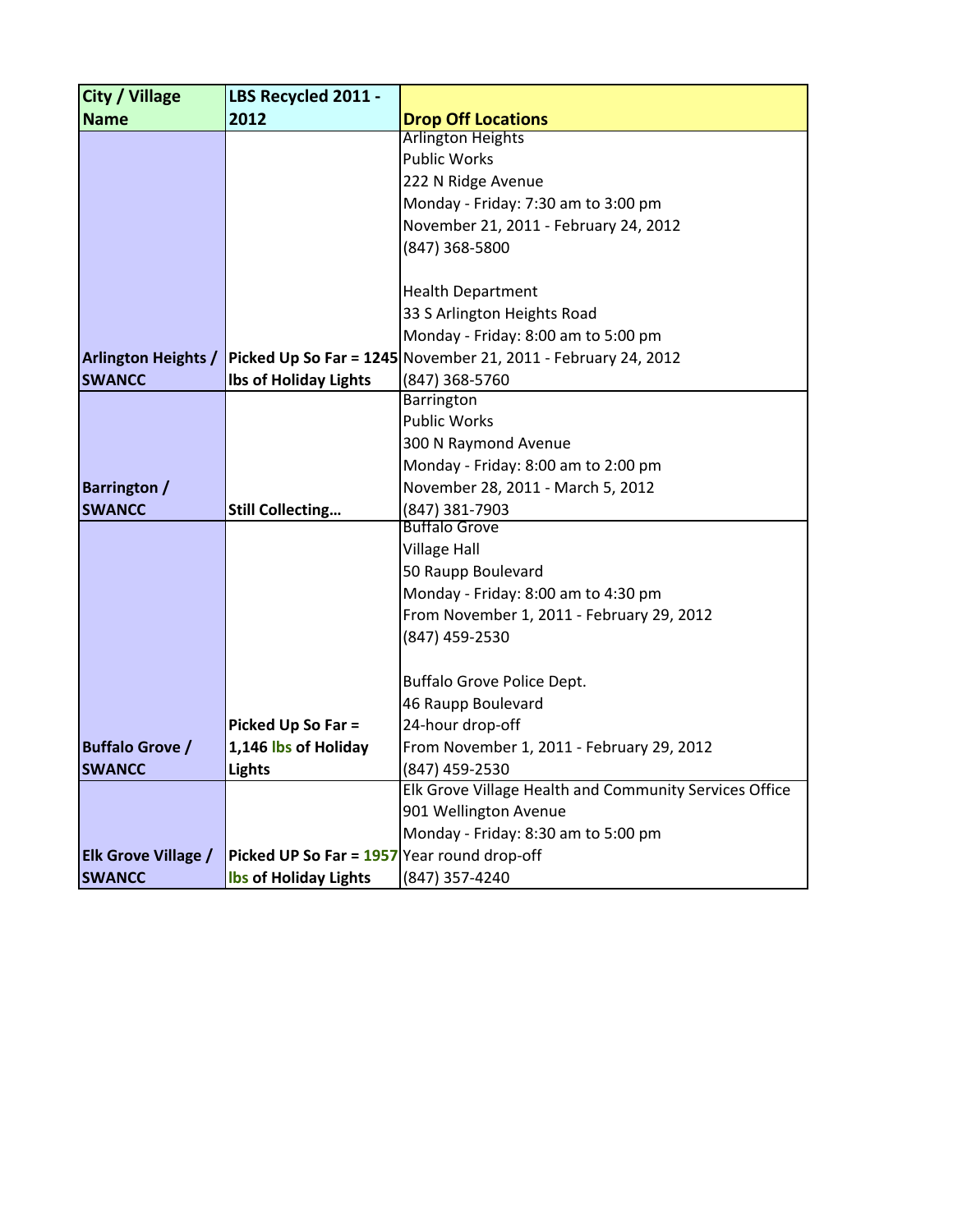| City / Village Name | LBS Recycled 2011 - 2012 | Drop Off Locations |
| --- | --- | --- |
| Arlington Heights / SWANCC | Picked Up So Far = 1245 lbs of Holiday Lights | Arlington Heights<br>Public Works<br>222 N Ridge Avenue<br>Monday - Friday: 7:30 am to 3:00 pm<br>November 21, 2011 - February 24, 2012<br>(847) 368-5800<br><br>Health Department<br>33 S Arlington Heights Road<br>Monday - Friday: 8:00 am to 5:00 pm<br>November 21, 2011 - February 24, 2012<br>(847) 368-5760 |
| Barrington / SWANCC | Still Collecting… | Barrington<br>Public Works<br>300 N Raymond Avenue<br>Monday - Friday: 8:00 am to 2:00 pm<br>November 28, 2011 - March 5, 2012<br>(847) 381-7903 |
| Buffalo Grove / SWANCC | Picked Up So Far = 1,146 lbs of Holiday Lights | Buffalo Grove<br>Village Hall<br>50 Raupp Boulevard<br>Monday - Friday: 8:00 am to 4:30 pm<br>From November 1, 2011 - February 29, 2012<br>(847) 459-2530<br><br>Buffalo Grove Police Dept.<br>46 Raupp Boulevard<br>24-hour drop-off<br>From November 1, 2011 - February 29, 2012<br>(847) 459-2530 |
| Elk Grove Village / SWANCC | Picked UP So Far = 1957 lbs of Holiday Lights | Elk Grove Village Health and Community Services Office<br>901 Wellington Avenue<br>Monday - Friday: 8:30 am to 5:00 pm<br>Year round drop-off<br>(847) 357-4240 |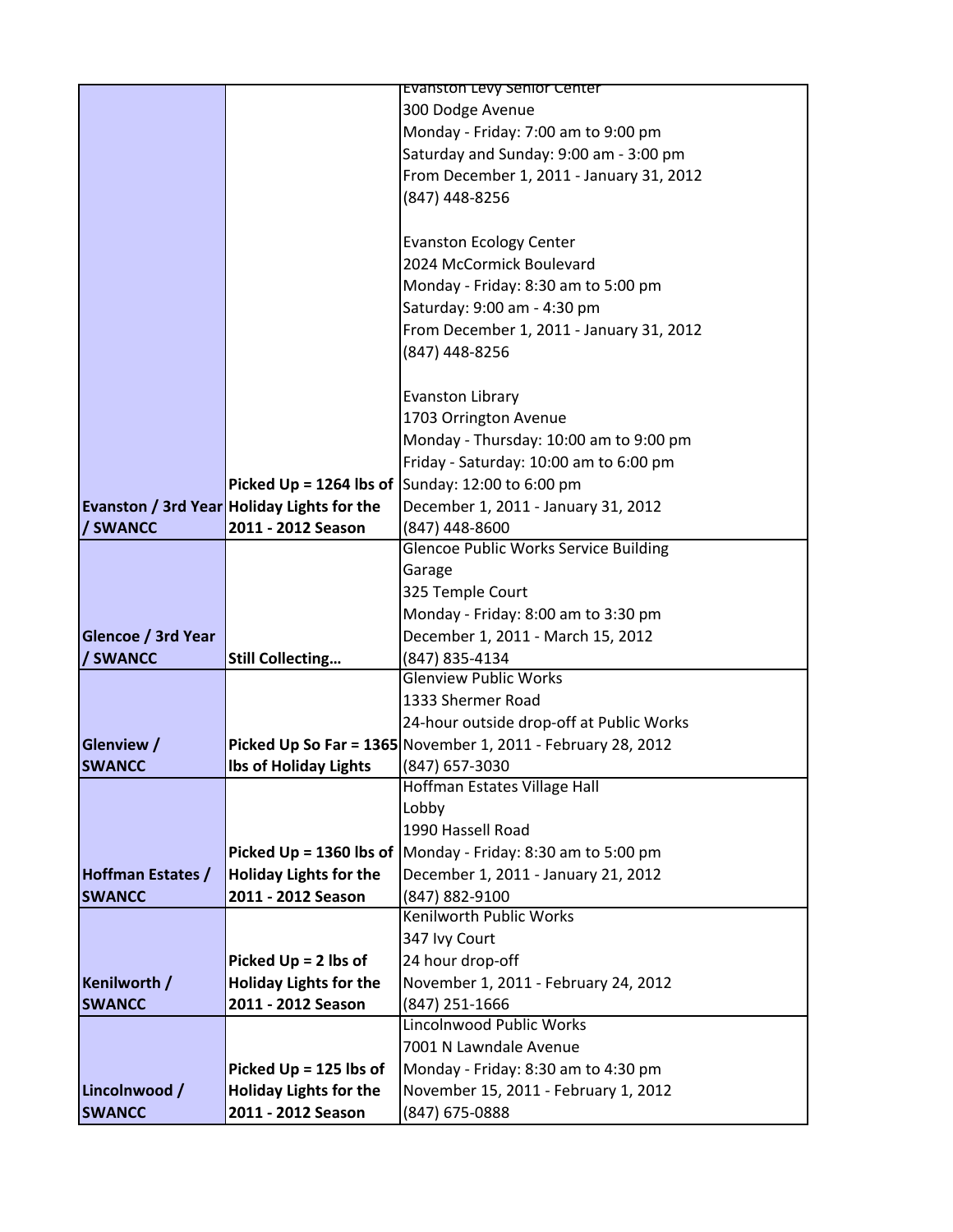| | | |
|---|---|---|
| **Evanston / 3rd Year / SWANCC** | **Picked Up = 1264 lbs of Holiday Lights for the 2011 - 2012 Season** | Evanston Levy Senior Center<br>300 Dodge Avenue<br>Monday - Friday: 7:00 am to 9:00 pm<br>Saturday and Sunday: 9:00 am - 3:00 pm<br>From December 1, 2011 - January 31, 2012<br>(847) 448-8256<br><br>Evanston Ecology Center<br>2024 McCormick Boulevard<br>Monday - Friday: 8:30 am to 5:00 pm<br>Saturday: 9:00 am - 4:30 pm<br>From December 1, 2011 - January 31, 2012<br>(847) 448-8256<br><br>Evanston Library<br>1703 Orrington Avenue<br>Monday - Thursday: 10:00 am to 9:00 pm<br>Friday - Saturday: 10:00 am to 6:00 pm<br>Sunday: 12:00 to 6:00 pm<br>December 1, 2011 - January 31, 2012<br>(847) 448-8600 |
| **Glencoe / 3rd Year / SWANCC** | **Still Collecting…** | Glencoe Public Works Service Building<br>Garage<br>325 Temple Court<br>Monday - Friday: 8:00 am to 3:30 pm<br>December 1, 2011 - March 15, 2012<br>(847) 835-4134 |
| **Glenview / SWANCC** | **Picked Up So Far = 1365 lbs of Holiday Lights** | Glenview Public Works<br>1333 Shermer Road<br>24-hour outside drop-off at Public Works<br>November 1, 2011 - February 28, 2012<br>(847) 657-3030 |
| **Hoffman Estates / SWANCC** | **Picked Up = 1360 lbs of Holiday Lights for the 2011 - 2012 Season** | Hoffman Estates Village Hall<br>Lobby<br>1990 Hassell Road<br>Monday - Friday: 8:30 am to 5:00 pm<br>December 1, 2011 - January 21, 2012<br>(847) 882-9100 |
| **Kenilworth / SWANCC** | **Picked Up = 2 lbs of Holiday Lights for the 2011 - 2012 Season** | Kenilworth Public Works<br>347 Ivy Court<br>24 hour drop-off<br>November 1, 2011 - February 24, 2012<br>(847) 251-1666 |
| **Lincolnwood / SWANCC** | **Picked Up = 125 lbs of Holiday Lights for the 2011 - 2012 Season** | Lincolnwood Public Works<br>7001 N Lawndale Avenue<br>Monday - Friday: 8:30 am to 4:30 pm<br>November 15, 2011 - February 1, 2012<br>(847) 675-0888 |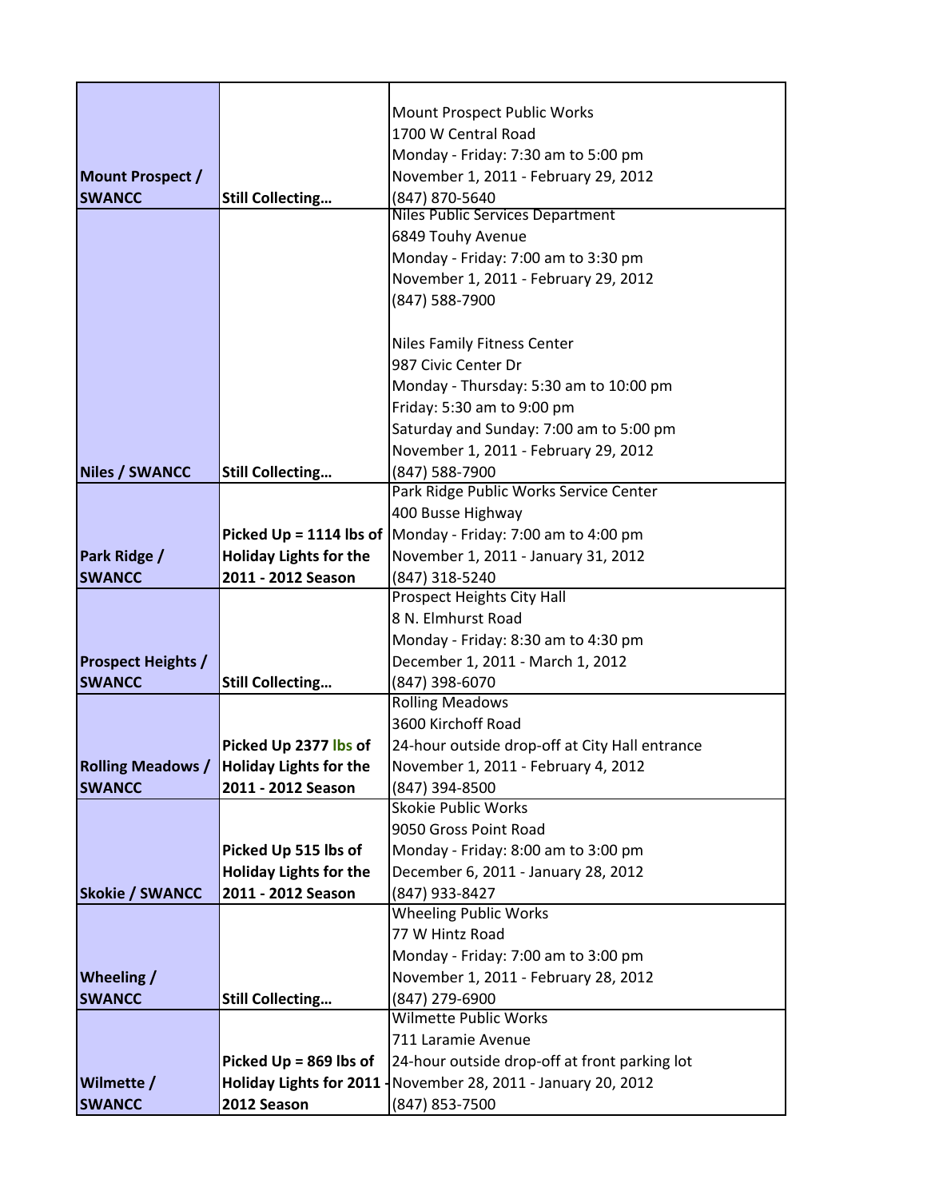| | | |
|---|---|---|
| **Mount Prospect / SWANCC** | **Still Collecting…** | Mount Prospect Public Works<br>1700 W Central Road<br>Monday - Friday: 7:30 am to 5:00 pm<br>November 1, 2011 - February 29, 2012<br>(847) 870-5640 |
| **Niles / SWANCC** | **Still Collecting…** | Niles Public Services Department<br>6849 Touhy Avenue<br>Monday - Friday: 7:00 am to 3:30 pm<br>November 1, 2011 - February 29, 2012<br>(847) 588-7900<br><br>Niles Family Fitness Center<br>987 Civic Center Dr<br>Monday - Thursday: 5:30 am to 10:00 pm<br>Friday: 5:30 am to 9:00 pm<br>Saturday and Sunday: 7:00 am to 5:00 pm<br>November 1, 2011 - February 29, 2012<br>(847) 588-7900 |
| **Park Ridge / SWANCC** | **Picked Up = 1114 lbs of Holiday Lights for the 2011 - 2012 Season** | Park Ridge Public Works Service Center<br>400 Busse Highway<br>Monday - Friday: 7:00 am to 4:00 pm<br>November 1, 2011 - January 31, 2012<br>(847) 318-5240 |
| **Prospect Heights / SWANCC** | **Still Collecting…** | Prospect Heights City Hall<br>8 N. Elmhurst Road<br>Monday - Friday: 8:30 am to 4:30 pm<br>December 1, 2011 - March 1, 2012<br>(847) 398-6070 |
| **Rolling Meadows / SWANCC** | **Picked Up 2377 lbs of Holiday Lights for the 2011 - 2012 Season** | Rolling Meadows<br>3600 Kirchoff Road<br>24-hour outside drop-off at City Hall entrance<br>November 1, 2011 - February 4, 2012<br>(847) 394-8500 |
| **Skokie / SWANCC** | **Picked Up 515 lbs of Holiday Lights for the 2011 - 2012 Season** | Skokie Public Works<br>9050 Gross Point Road<br>Monday - Friday: 8:00 am to 3:00 pm<br>December 6, 2011 - January 28, 2012<br>(847) 933-8427 |
| **Wheeling / SWANCC** | **Still Collecting…** | Wheeling Public Works<br>77 W Hintz Road<br>Monday - Friday: 7:00 am to 3:00 pm<br>November 1, 2011 - February 28, 2012<br>(847) 279-6900 |
| **Wilmette / SWANCC** | **Picked Up = 869 lbs of Holiday Lights for 2011 - 2012 Season** | Wilmette Public Works<br>711 Laramie Avenue<br>24-hour outside drop-off at front parking lot<br>November 28, 2011 - January 20, 2012<br>(847) 853-7500 |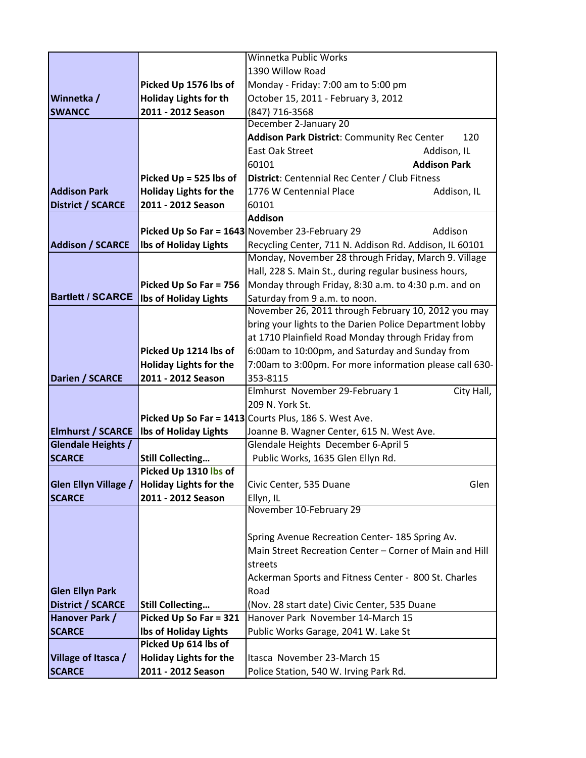| | | |
|---|---|---|
| **Winnetka / SWANCC** | **Picked Up 1576 lbs of Holiday Lights for th 2011 - 2012 Season** | Winnetka Public Works<br>1390 Willow Road<br>Monday - Friday: 7:00 am to 5:00 pm<br>October 15, 2011 - February 3, 2012<br>(847) 716-3568 |
| **Addison Park District / SCARCE** | **Picked Up = 525 lbs of Holiday Lights for the 2011 - 2012 Season** | December 2-January 20<br>**Addison Park District**: Community Rec Center 120 East Oak Street Addison, IL 60101 **Addison Park District**: Centennial Rec Center / Club Fitness 1776 W Centennial Place Addison, IL 60101 |
| **Addison / SCARCE** | **Picked Up So Far = 1643 lbs of Holiday Lights** | **Addison**<br>November 23-February 29 Addison Recycling Center, 711 N. Addison Rd. Addison, IL 60101 |
| **Bartlett / SCARCE** | **Picked Up So Far = 756 lbs of Holiday Lights** | Monday, November 28 through Friday, March 9. Village Hall, 228 S. Main St., during regular business hours, Monday through Friday, 8:30 a.m. to 4:30 p.m. and on Saturday from 9 a.m. to noon. |
| **Darien / SCARCE** | **Picked Up 1214 lbs of Holiday Lights for the 2011 - 2012 Season** | November 26, 2011 through February 10, 2012 you may bring your lights to the Darien Police Department lobby at 1710 Plainfield Road Monday through Friday from 6:00am to 10:00pm, and Saturday and Sunday from 7:00am to 3:00pm. For more information please call 630-353-8115 |
| **Elmhurst / SCARCE** | **Picked Up So Far = 1413 lbs of Holiday Lights** | Elmhurst November 29-February 1 City Hall, 209 N. York St.<br>Courts Plus, 186 S. West Ave.<br>Joanne B. Wagner Center, 615 N. West Ave. |
| **Glendale Heights / SCARCE** | **Still Collecting…** | Glendale Heights December 6-April 5<br>Public Works, 1635 Glen Ellyn Rd. |
| **Glen Ellyn Village / SCARCE** | **Picked Up 1310 lbs of Holiday Lights for the 2011 - 2012 Season** | Civic Center, 535 Duane Glen Ellyn, IL |
| **Glen Ellyn Park District / SCARCE** | **Still Collecting…** | November 10-February 29<br><br>Spring Avenue Recreation Center- 185 Spring Av.<br>Main Street Recreation Center – Corner of Main and Hill streets<br>Ackerman Sports and Fitness Center - 800 St. Charles Road<br>(Nov. 28 start date) Civic Center, 535 Duane |
| **Hanover Park / SCARCE** | **Picked Up So Far = 321 lbs of Holiday Lights** | Hanover Park November 14-March 15<br>Public Works Garage, 2041 W. Lake St |
| **Village of Itasca / SCARCE** | **Picked Up 614 lbs of Holiday Lights for the 2011 - 2012 Season** | Itasca November 23-March 15<br>Police Station, 540 W. Irving Park Rd. |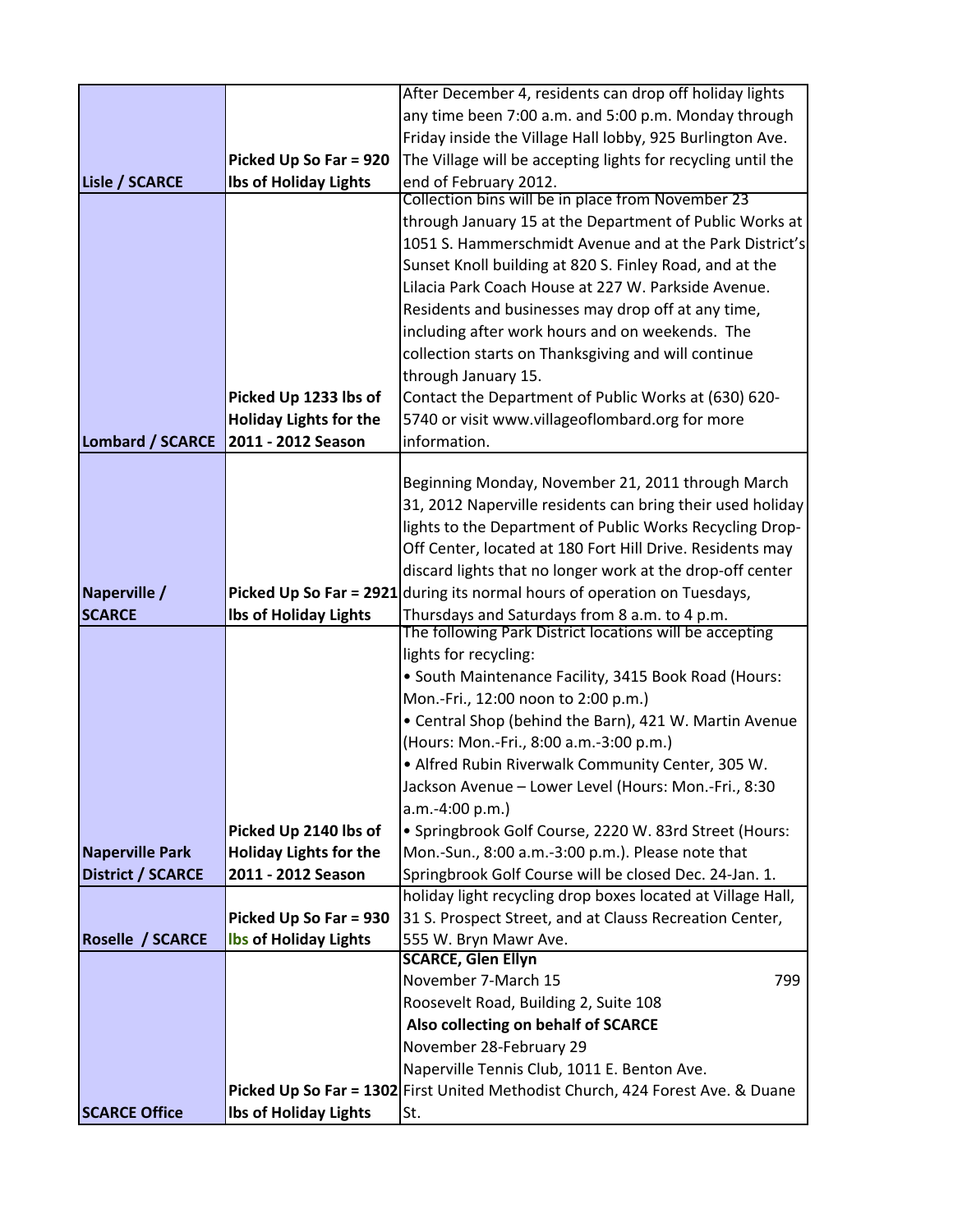| | | |
|---|---|---|
| **Lisle / SCARCE** | **Picked Up So Far = 920 lbs of Holiday Lights** | After December 4, residents can drop off holiday lights any time been 7:00 a.m. and 5:00 p.m. Monday through Friday inside the Village Hall lobby, 925 Burlington Ave. The Village will be accepting lights for recycling until the end of February 2012. |
| **Lombard / SCARCE** | **Picked Up 1233 lbs of Holiday Lights for the 2011 - 2012 Season** | Collection bins will be in place from November 23 through January 15 at the Department of Public Works at 1051 S. Hammerschmidt Avenue and at the Park District's Sunset Knoll building at 820 S. Finley Road, and at the Lilacia Park Coach House at 227 W. Parkside Avenue. Residents and businesses may drop off at any time, including after work hours and on weekends. The collection starts on Thanksgiving and will continue through January 15. Contact the Department of Public Works at (630) 620-5740 or visit www.villageoflombard.org for more information. |
| **Naperville / SCARCE** | **Picked Up So Far = 2921 lbs of Holiday Lights** | Beginning Monday, November 21, 2011 through March 31, 2012 Naperville residents can bring their used holiday lights to the Department of Public Works Recycling Drop-Off Center, located at 180 Fort Hill Drive. Residents may discard lights that no longer work at the drop-off center during its normal hours of operation on Tuesdays, Thursdays and Saturdays from 8 a.m. to 4 p.m. |
| **Naperville Park District / SCARCE** | **Picked Up 2140 lbs of Holiday Lights for the 2011 - 2012 Season** | The following Park District locations will be accepting lights for recycling:<br>• South Maintenance Facility, 3415 Book Road (Hours: Mon.-Fri., 12:00 noon to 2:00 p.m.)<br>• Central Shop (behind the Barn), 421 W. Martin Avenue (Hours: Mon.-Fri., 8:00 a.m.-3:00 p.m.)<br>• Alfred Rubin Riverwalk Community Center, 305 W. Jackson Avenue – Lower Level (Hours: Mon.-Fri., 8:30 a.m.-4:00 p.m.)<br>• Springbrook Golf Course, 2220 W. 83rd Street (Hours: Mon.-Sun., 8:00 a.m.-3:00 p.m.). Please note that Springbrook Golf Course will be closed Dec. 24-Jan. 1. |
| **Roselle / SCARCE** | **Picked Up So Far = 930 lbs of Holiday Lights** | holiday light recycling drop boxes located at Village Hall, 31 S. Prospect Street, and at Clauss Recreation Center, 555 W. Bryn Mawr Ave. |
| **SCARCE Office** | **Picked Up So Far = 1302 lbs of Holiday Lights** | **SCARCE, Glen Ellyn**<br>November 7-March 15 799 Roosevelt Road, Building 2, Suite 108<br>**Also collecting on behalf of SCARCE**<br>November 28-February 29<br>Naperville Tennis Club, 1011 E. Benton Ave.<br>First United Methodist Church, 424 Forest Ave. & Duane St. |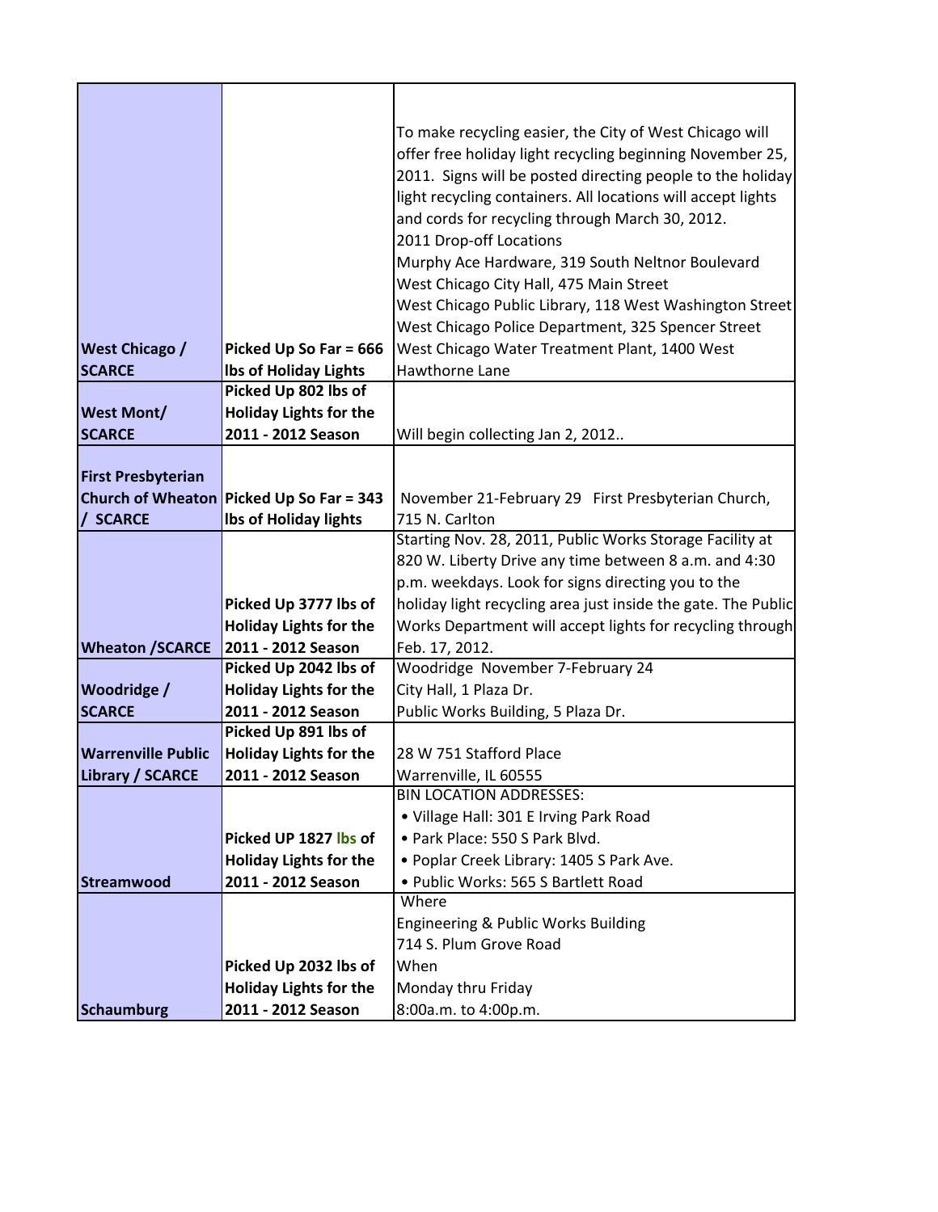| | | |
|---|---|---|
| **West Chicago / SCARCE** | **Picked Up So Far = 666 lbs of Holiday Lights** | To make recycling easier, the City of West Chicago will offer free holiday light recycling beginning November 25, 2011. Signs will be posted directing people to the holiday light recycling containers. All locations will accept lights and cords for recycling through March 30, 2012.<br>2011 Drop-off Locations<br>Murphy Ace Hardware, 319 South Neltnor Boulevard<br>West Chicago City Hall, 475 Main Street<br>West Chicago Public Library, 118 West Washington Street<br>West Chicago Police Department, 325 Spencer Street<br>West Chicago Water Treatment Plant, 1400 West Hawthorne Lane |
| **West Mont/ SCARCE** | **Picked Up 802 lbs of Holiday Lights for the 2011 - 2012 Season** | Will begin collecting Jan 2, 2012.. |
| **First Presbyterian Church of Wheaton / SCARCE** | **Picked Up So Far = 343 lbs of Holiday lights** | November 21-February 29 First Presbyterian Church, 715 N. Carlton |
| **Wheaton /SCARCE** | **Picked Up 3777 lbs of Holiday Lights for the 2011 - 2012 Season** | Starting Nov. 28, 2011, Public Works Storage Facility at 820 W. Liberty Drive any time between 8 a.m. and 4:30 p.m. weekdays. Look for signs directing you to the holiday light recycling area just inside the gate. The Public Works Department will accept lights for recycling through Feb. 17, 2012. |
| **Woodridge / SCARCE** | **Picked Up 2042 lbs of Holiday Lights for the 2011 - 2012 Season** | Woodridge November 7-February 24<br>City Hall, 1 Plaza Dr.<br>Public Works Building, 5 Plaza Dr. |
| **Warrenville Public Library / SCARCE** | **Picked Up 891 lbs of Holiday Lights for the 2011 - 2012 Season** | 28 W 751 Stafford Place<br>Warrenville, IL 60555 |
| **Streamwood** | **Picked UP 1827 lbs of Holiday Lights for the 2011 - 2012 Season** | BIN LOCATION ADDRESSES:<br>• Village Hall: 301 E Irving Park Road<br>• Park Place: 550 S Park Blvd.<br>• Poplar Creek Library: 1405 S Park Ave.<br>• Public Works: 565 S Bartlett Road |
| **Schaumburg** | **Picked Up 2032 lbs of Holiday Lights for the 2011 - 2012 Season** | Where<br>Engineering & Public Works Building<br>714 S. Plum Grove Road<br>When<br>Monday thru Friday<br>8:00a.m. to 4:00p.m. |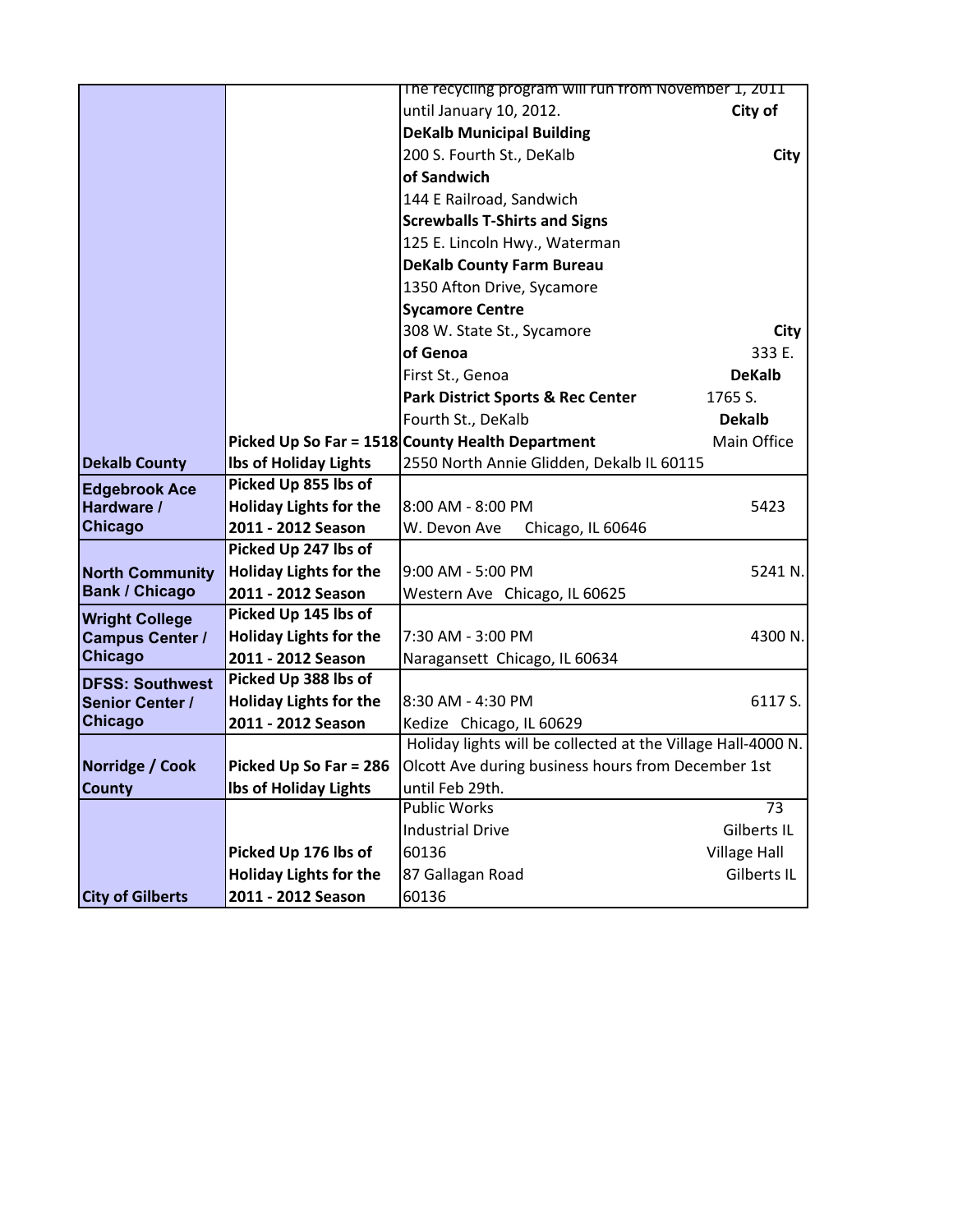| | | |
|---|---|---|
| **Dekalb County** | **Picked Up So Far = 1518 lbs of Holiday Lights** | The recycling program will run from November 1, 2011 until January 10, 2012. **City of DeKalb Municipal Building** 200 S. Fourth St., DeKalb **City of Sandwich** 144 E Railroad, Sandwich **Screwballs T-Shirts and Signs** 125 E. Lincoln Hwy., Waterman **DeKalb County Farm Bureau** 1350 Afton Drive, Sycamore **Sycamore Centre** 308 W. State St., Sycamore **City of Genoa** 333 E. First St., Genoa **DeKalb Park District Sports & Rec Center** 1765 S. Fourth St., DeKalb **Dekalb County Health Department** Main Office 2550 North Annie Glidden, Dekalb IL 60115 |
| **Edgebrook Ace Hardware / Chicago** | **Picked Up 855 lbs of Holiday Lights for the 2011 - 2012 Season** | 8:00 AM - 8:00 PM 5423 W. Devon Ave Chicago, IL 60646 |
| **North Community Bank / Chicago** | **Picked Up 247 lbs of Holiday Lights for the 2011 - 2012 Season** | 9:00 AM - 5:00 PM 5241 N. Western Ave Chicago, IL 60625 |
| **Wright College Campus Center / Chicago** | **Picked Up 145 lbs of Holiday Lights for the 2011 - 2012 Season** | 7:30 AM - 3:00 PM 4300 N. Naragansett Chicago, IL 60634 |
| **DFSS: Southwest Senior Center / Chicago** | **Picked Up 388 lbs of Holiday Lights for the 2011 - 2012 Season** | 8:30 AM - 4:30 PM 6117 S. Kedize Chicago, IL 60629 |
| **Norridge / Cook County** | **Picked Up So Far = 286 lbs of Holiday Lights** | Holiday lights will be collected at the Village Hall-4000 N. Olcott Ave during business hours from December 1st until Feb 29th. |
| **City of Gilberts** | **Picked Up 176 lbs of Holiday Lights for the 2011 - 2012 Season** | Public Works 73 Industrial Drive Gilberts IL 60136 Village Hall 87 Gallagan Road Gilberts IL 60136 |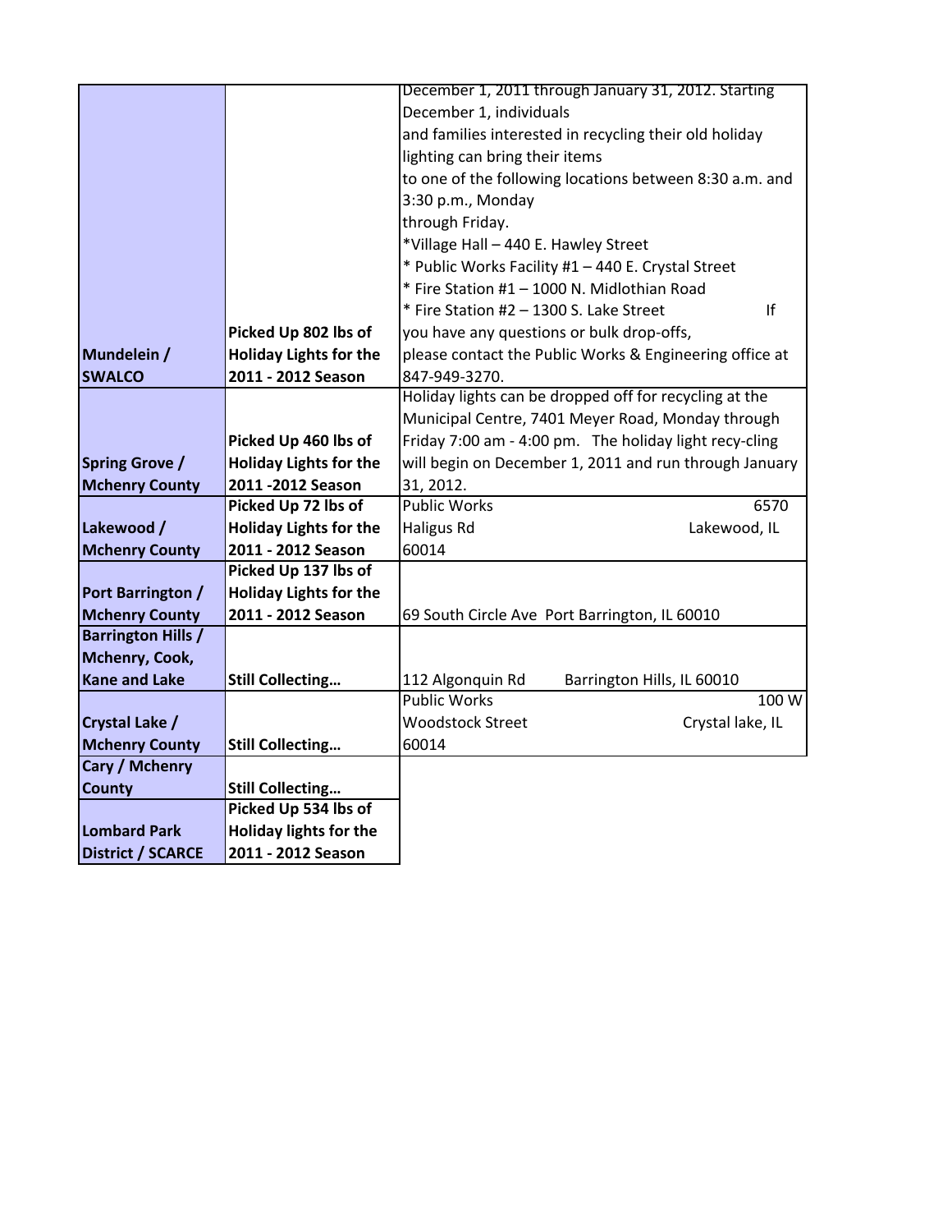| | | |
|---|---|---|
| **Mundelein / SWALCO** | **Picked Up 802 lbs of Holiday Lights for the 2011 - 2012 Season** | December 1, 2011 through January 31, 2012. Starting December 1, individuals and families interested in recycling their old holiday lighting can bring their items to one of the following locations between 8:30 a.m. and 3:30 p.m., Monday through Friday. *Village Hall – 440 E. Hawley Street * Public Works Facility #1 – 440 E. Crystal Street * Fire Station #1 – 1000 N. Midlothian Road * Fire Station #2 – 1300 S. Lake Street If you have any questions or bulk drop-offs, please contact the Public Works & Engineering office at 847-949-3270. |
| **Spring Grove / Mchenry County** | **Picked Up 460 lbs of Holiday Lights for the 2011 -2012 Season** | Holiday lights can be dropped off for recycling at the Municipal Centre, 7401 Meyer Road, Monday through Friday 7:00 am - 4:00 pm. The holiday light recy-cling will begin on December 1, 2011 and run through January 31, 2012. |
| **Lakewood / Mchenry County** | **Picked Up 72 lbs of Holiday Lights for the 2011 - 2012 Season** | Public Works 6570 Haligus Rd Lakewood, IL 60014 |
| **Port Barrington / Mchenry County** | **Picked Up 137 lbs of Holiday Lights for the 2011 - 2012 Season** | 69 South Circle Ave Port Barrington, IL 60010 |
| **Barrington Hills / Mchenry, Cook, Kane and Lake** | **Still Collecting…** | 112 Algonquin Rd Barrington Hills, IL 60010 |
| **Crystal Lake / Mchenry County** | **Still Collecting…** | Public Works 100 W Woodstock Street Crystal lake, IL 60014 |
| **Cary / Mchenry County** | **Still Collecting…** | |
| **Lombard Park District / SCARCE** | **Picked Up 534 lbs of Holiday lights for the 2011 - 2012 Season** | |